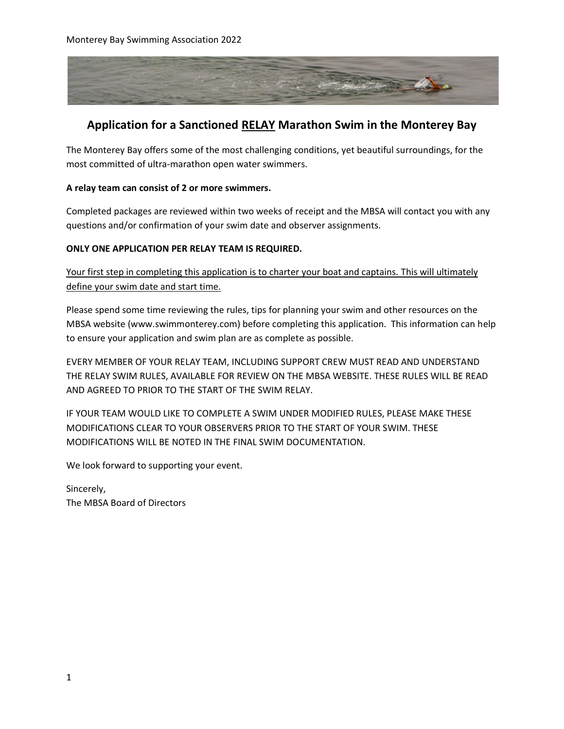# Application for a Sanctioned <u>RELAY</u> Marathon Swim in the Monterey Bay

The Monterey Bay offers some of the most challenging conditions, yet beautiful surroundings, for the most committed of ultra-marathon open water swimmers.

**A relay team can consist of 2 or more swimmers.**

Completed packages are reviewed within two weeks of receipt and the MBSA will contact you with any questions and/or confirmation of your swim date and observer assignments.

**ONLY ONE APPLICATION PER RELAY TEAM IS REQUIRED.**

<u>Your first step in completing this application is to charter your boat and captains. This will ultimately define your swim date and start time.</u>

Please spend some time reviewing the rules, tips for planning your swim and other resources on the MBSA website (www.swimmonterey.com) before completing this application. This information can help to ensure your application and swim plan are as complete as possible.

EVERY MEMBER OF YOUR RELAY TEAM, INCLUDING SUPPORT CREW MUST READ AND UNDERSTAND THE RELAY SWIM RULES, AVAILABLE FOR REVIEW ON THE MBSA WEBSITE. THESE RULES WILL BE READ AND AGREED TO PRIOR TO THE START OF THE SWIM RELAY.

IF YOUR TEAM WOULD LIKE TO COMPLETE A SWIM UNDER MODIFIED RULES, PLEASE MAKE THESE MODIFICATIONS CLEAR TO YOUR OBSERVERS PRIOR TO THE START OF YOUR SWIM. THESE MODIFICATIONS WILL BE NOTED IN THE FINAL SWIM DOCUMENTATION.

We look forward to supporting your event.

Sincerely,
The MBSA Board of Directors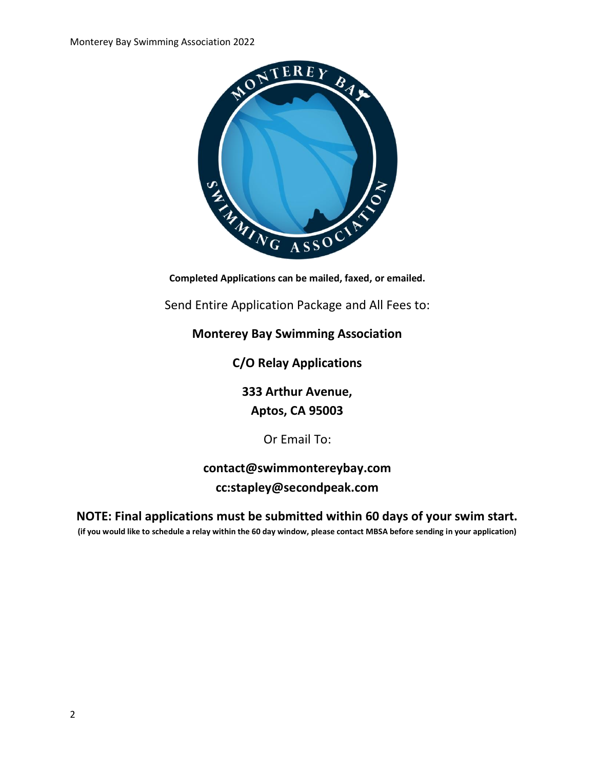**Completed Applications can be mailed, faxed, or emailed.**

Send Entire Application Package and All Fees to:

**Monterey Bay Swimming Association**

**C/O Relay Applications**

**333 Arthur Avenue,**
**Aptos, CA 95003**

Or Email To:

**contact@swimmontereybay.com**
**cc:stapley@secondpeak.com**

**NOTE: Final applications must be submitted within 60 days of your swim start.**

**(if you would like to schedule a relay within the 60 day window, please contact MBSA before sending in your application)**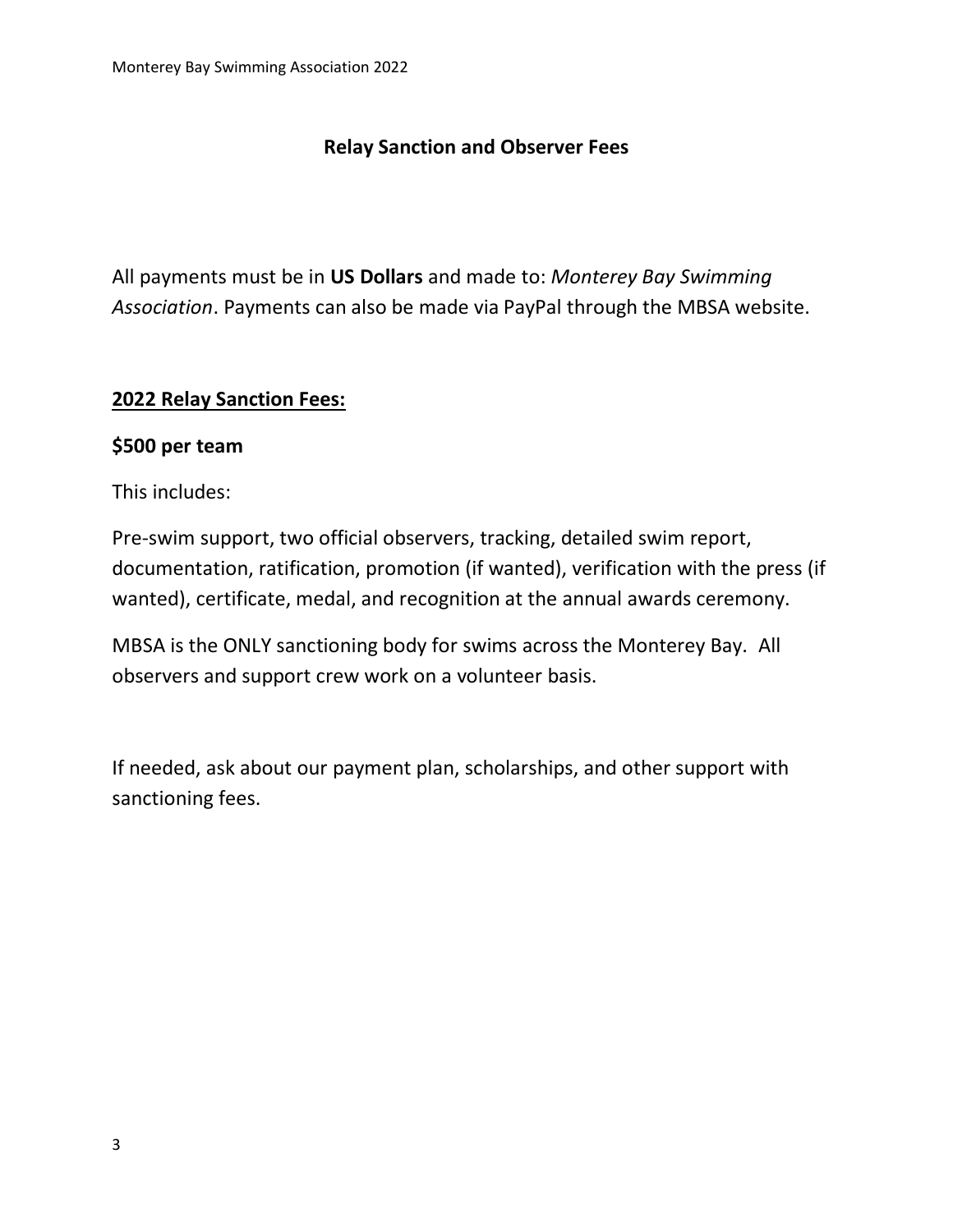## Relay Sanction and Observer Fees

All payments must be in **US Dollars** and made to: *Monterey Bay Swimming Association*. Payments can also be made via PayPal through the MBSA website.

### 2022 Relay Sanction Fees:

**$500 per team**

This includes:

Pre-swim support, two official observers, tracking, detailed swim report, documentation, ratification, promotion (if wanted), verification with the press (if wanted), certificate, medal, and recognition at the annual awards ceremony.

MBSA is the ONLY sanctioning body for swims across the Monterey Bay. All observers and support crew work on a volunteer basis.

If needed, ask about our payment plan, scholarships, and other support with sanctioning fees.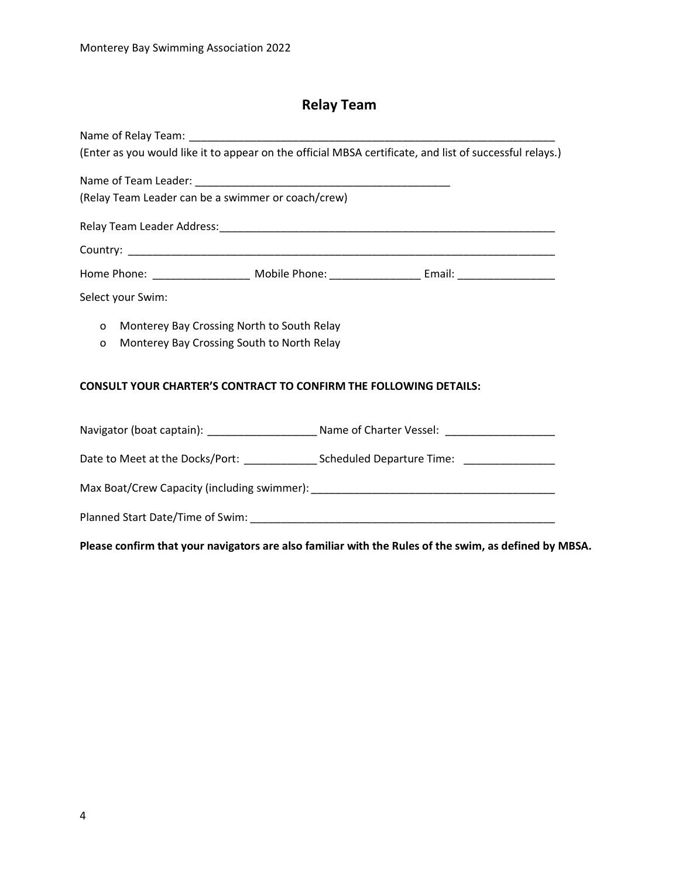## Relay Team

Name of Relay Team: ______________________________________________________________
(Enter as you would like it to appear on the official MBSA certificate, and list of successful relays.)

Name of Team Leader: ____________________________________________
(Relay Team Leader can be a swimmer or coach/crew)

Relay Team Leader Address:__________________________________________________________

Country: ____________________________________________________________________________

Home Phone: ________________ Mobile Phone: _______________ Email: ________________

Select your Swim:

- o Monterey Bay Crossing North to South Relay
- o Monterey Bay Crossing South to North Relay

**CONSULT YOUR CHARTER'S CONTRACT TO CONFIRM THE FOLLOWING DETAILS:**

Navigator (boat captain): __________________ Name of Charter Vessel: __________________

Date to Meet at the Docks/Port: ____________ Scheduled Departure Time: _______________

Max Boat/Crew Capacity (including swimmer): __________________________________________

Planned Start Date/Time of Swim: ____________________________________________________

**Please confirm that your navigators are also familiar with the Rules of the swim, as defined by MBSA.**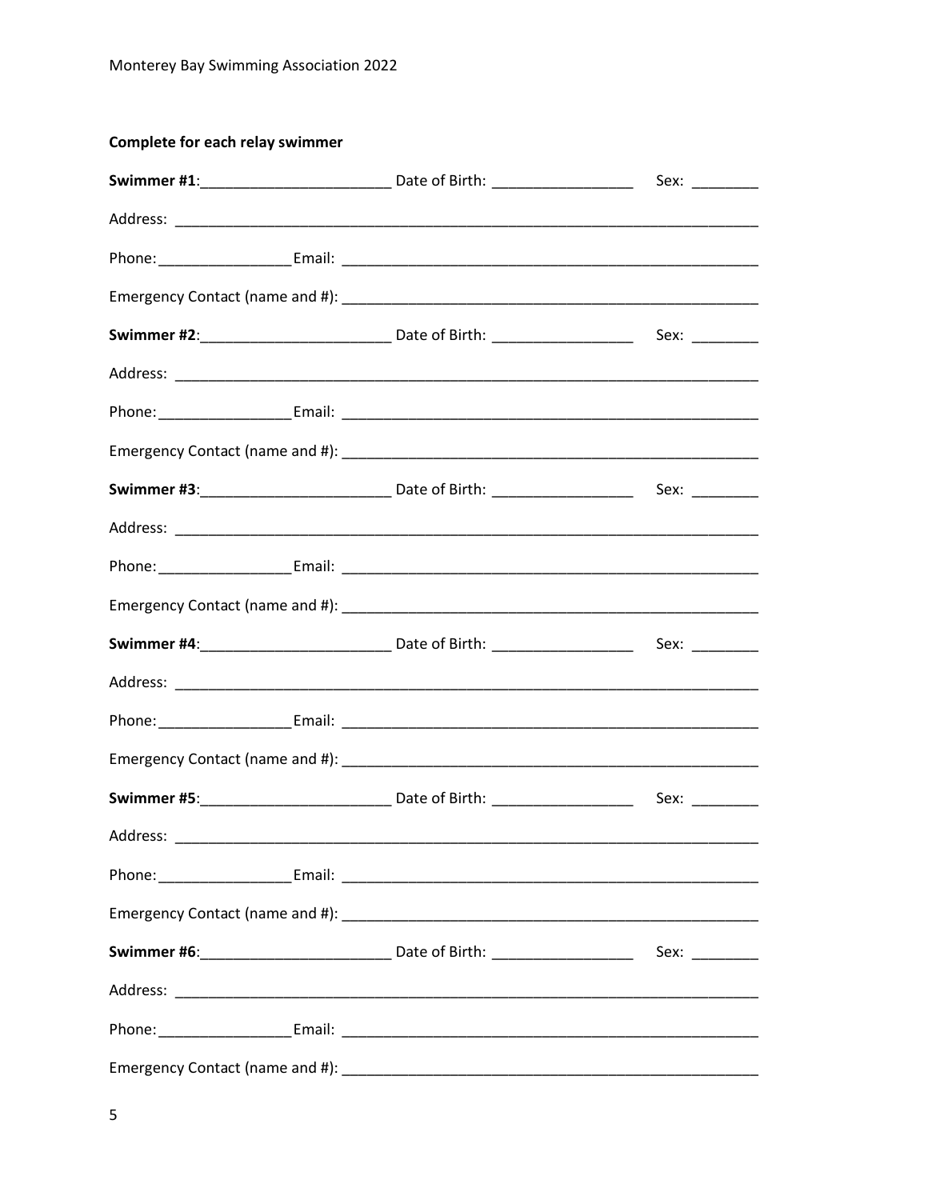**Complete for each relay swimmer**

**Swimmer #1**:_______________________ Date of Birth: _________________ Sex: ________

Address: ________________________________________________________________________

Phone:________________Email: __________________________________________________

Emergency Contact (name and #): _______________________________________________

**Swimmer #2**:_______________________ Date of Birth: _________________ Sex: ________

Address: ________________________________________________________________________

Phone:________________Email: __________________________________________________

Emergency Contact (name and #): _______________________________________________

**Swimmer #3**:_______________________ Date of Birth: _________________ Sex: ________

Address: ________________________________________________________________________

Phone:________________Email: __________________________________________________

Emergency Contact (name and #): _______________________________________________

**Swimmer #4**:_______________________ Date of Birth: _________________ Sex: ________

Address: ________________________________________________________________________

Phone:________________Email: __________________________________________________

Emergency Contact (name and #): _______________________________________________

**Swimmer #5**:_______________________ Date of Birth: _________________ Sex: ________

Address: ________________________________________________________________________

Phone:________________Email: __________________________________________________

Emergency Contact (name and #): _______________________________________________

**Swimmer #6**:_______________________ Date of Birth: _________________ Sex: ________

Address: ________________________________________________________________________

Phone:________________Email: __________________________________________________

Emergency Contact (name and #): _______________________________________________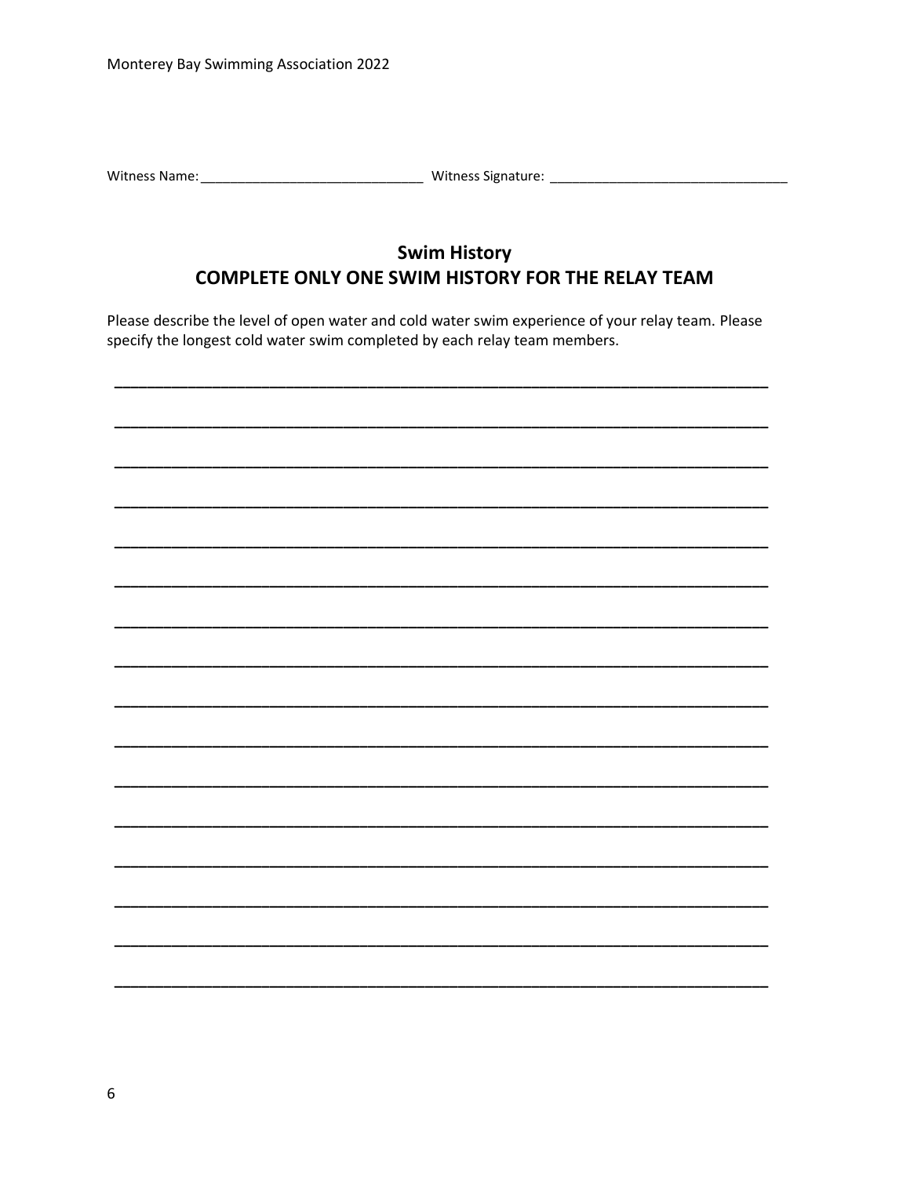Witness Name:______________________________ Witness Signature: ________________________________

## Swim History

## COMPLETE ONLY ONE SWIM HISTORY FOR THE RELAY TEAM

Please describe the level of open water and cold water swim experience of your relay team. Please specify the longest cold water swim completed by each relay team members.

______________________________________________________________________________

______________________________________________________________________________

______________________________________________________________________________

______________________________________________________________________________

______________________________________________________________________________

______________________________________________________________________________

______________________________________________________________________________

______________________________________________________________________________

______________________________________________________________________________

______________________________________________________________________________

______________________________________________________________________________

______________________________________________________________________________

______________________________________________________________________________

______________________________________________________________________________

______________________________________________________________________________

______________________________________________________________________________